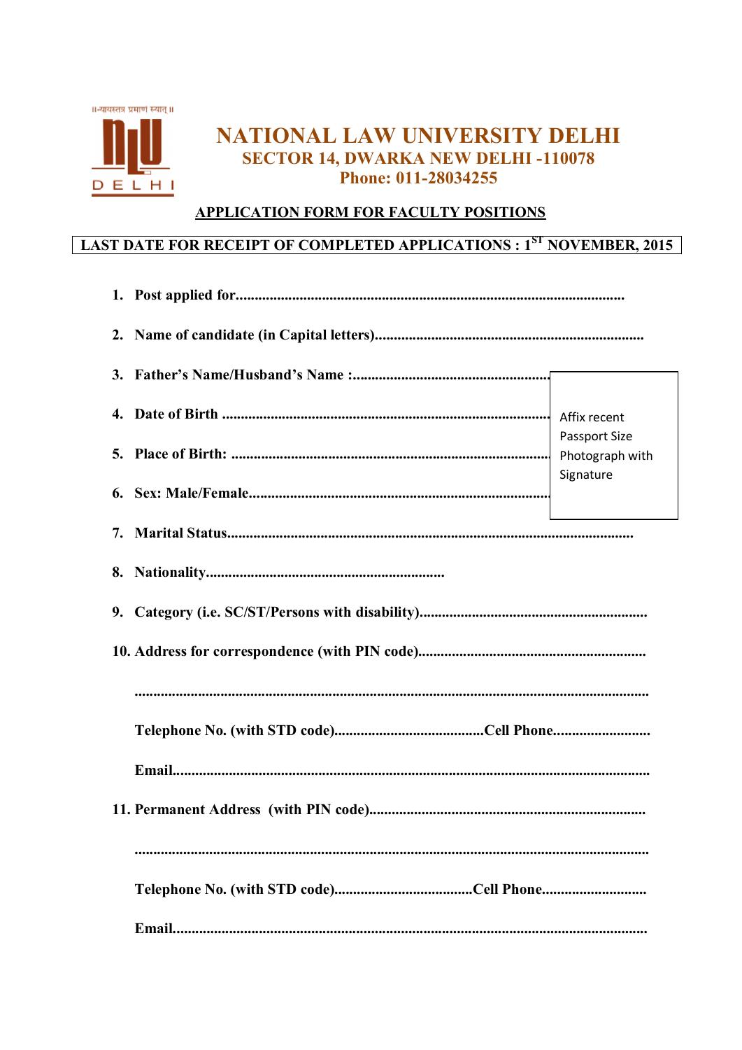# NATIONAL LAW UNIVERSITY DELHI

## SECTOR 14, DWARKA NEW DELHI -110078

## Phone: 011-28034255

**APPLICATION FORM FOR FACULTY POSITIONS**

**LAST DATE FOR RECEIPT OF COMPLETED APPLICATIONS : 1ST NOVEMBER, 2015**

1. **Post applied for**.................................................................................................

2. **Name of candidate (in Capital letters)**....................................................................

3. **Father's Name/Husband's Name :**....................................................

4. **Date of Birth** ........................................................................................

5. **Place of Birth:** .....................................................................................

6. **Sex: Male/Female**...............................................................................

Affix recent Passport Size Photograph with Signature

7. **Marital Status**.......................................................................................................

8. **Nationality**...............................................................

9. **Category (i.e. SC/ST/Persons with disability)**............................................................

10. **Address for correspondence (with PIN code)**............................................................

    ........................................................................................................................................

    **Telephone No. (with STD code)**........................................**Cell Phone**..........................

    **Email**...................................................................................................................................

11. **Permanent Address (with PIN code)**.........................................................................

    ........................................................................................................................................

    **Telephone No. (with STD code)**.....................................**Cell Phone**............................

    **Email**...................................................................................................................................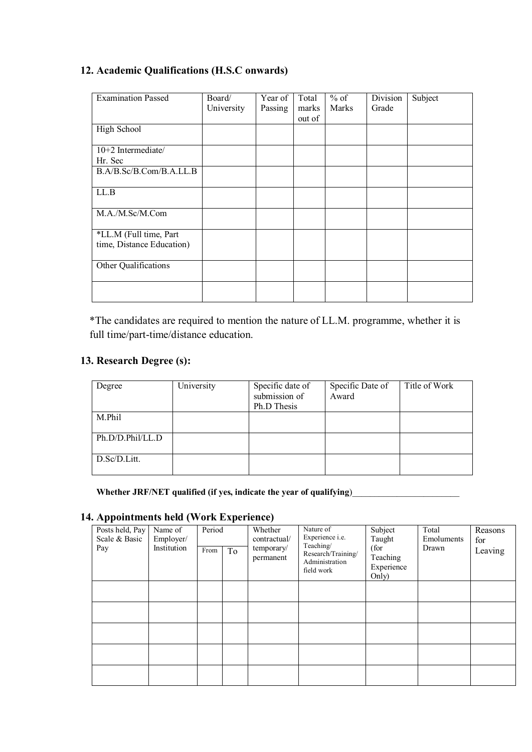## 12. Academic Qualifications (H.S.C onwards)

| Examination Passed | Board/ University | Year of Passing | Total marks out of | % of Marks | Division Grade | Subject |
|---|---|---|---|---|---|---|
| High School | | | | | | |
| 10+2 Intermediate/ Hr. Sec | | | | | | |
| B.A/B.Sc/B.Com/B.A.LL.B | | | | | | |
| LL.B | | | | | | |
| M.A./M.Sc/M.Com | | | | | | |
| *LL.M (Full time, Part time, Distance Education) | | | | | | |
| Other Qualifications | | | | | | |
| | | | | | | |

*The candidates are required to mention the nature of LL.M. programme, whether it is full time/part-time/distance education.

## 13. Research Degree (s):

| Degree | University | Specific date of submission of Ph.D Thesis | Specific Date of Award | Title of Work |
|---|---|---|---|---|
| M.Phil | | | | |
| Ph.D/D.Phil/LL.D | | | | |
| D.Sc/D.Litt. | | | | |

**Whether JRF/NET qualified (if yes, indicate the year of qualifying)**_________________________

## 14. Appointments held (Work Experience)

| Posts held, Pay Scale & Basic Pay | Name of Employer/ Institution | Period | | Whether contractual/ temporary/ permanent | Nature of Experience i.e. Teaching/ Research/Training/ Administration field work | Subject Taught (for Teaching Experience Only) | Total Emoluments Drawn | Reasons for Leaving |
|---|---|---|---|---|---|---|---|---|
| | | From | To | | | | | |
| | | | | | | | | |
| | | | | | | | | |
| | | | | | | | | |
| | | | | | | | | |
| | | | | | | | | |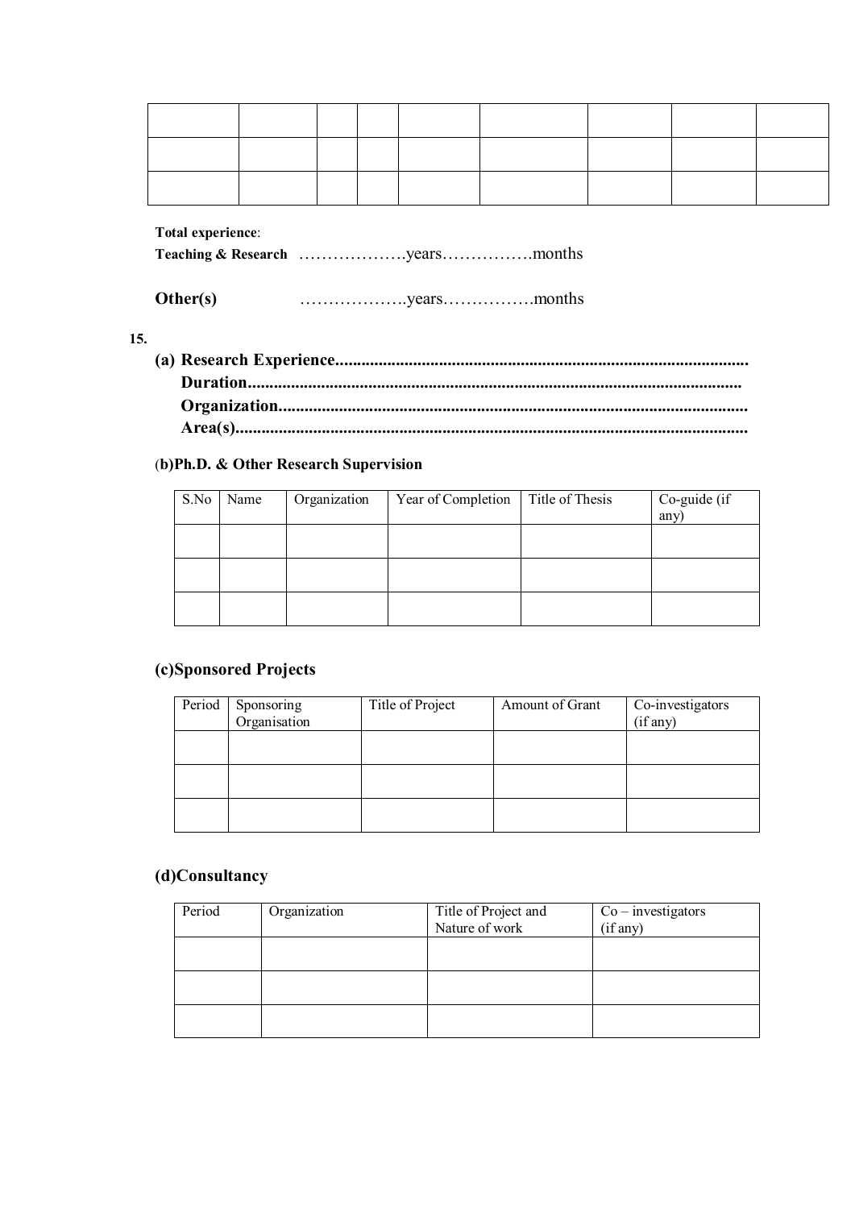| | | | | | | | | |
|---|---|---|---|---|---|---|---|---|
| | | | | | | | | |
| | | | | | | | | |
| | | | | | | | | |

**Total experience**:

**Teaching & Research** ……………….years…………….months

**Other(s)** ……………….years…………….months

**15.**

**(a) Research Experience.............................................................................................**
**Duration...............................................................................................................**
**Organization.........................................................................................................**
**Area(s)..................................................................................................................**

**(b)Ph.D. & Other Research Supervision**

| S.No | Name | Organization | Year of Completion | Title of Thesis | Co-guide (if any) |
|---|---|---|---|---|---|
| | | | | | |
| | | | | | |
| | | | | | |

**(c)Sponsored Projects**

| Period | Sponsoring Organisation | Title of Project | Amount of Grant | Co-investigators (if any) |
|---|---|---|---|---|
| | | | | |
| | | | | |
| | | | | |

**(d)Consultancy**

| Period | Organization | Title of Project and Nature of work | Co – investigators (if any) |
|---|---|---|---|
| | | | |
| | | | |
| | | | |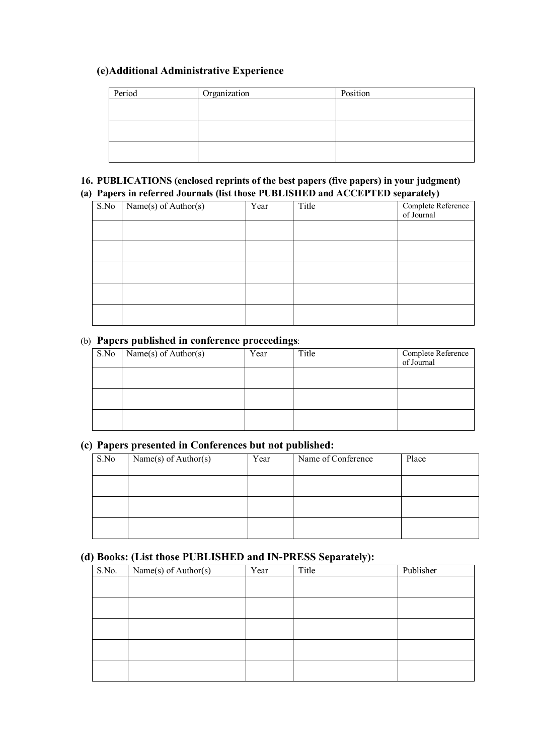### (e)Additional Administrative Experience

| Period | Organization | Position |
|---|---|---|
| | | |
| | | |
| | | |

### 16. PUBLICATIONS (enclosed reprints of the best papers (five papers) in your judgment)

### (a) Papers in referred Journals (list those PUBLISHED and ACCEPTED separately)

| S.No | Name(s) of Author(s) | Year | Title | Complete Reference of Journal |
|---|---|---|---|---|
| | | | | |
| | | | | |
| | | | | |
| | | | | |
| | | | | |

### (b) Papers published in conference proceedings:

| S.No | Name(s) of Author(s) | Year | Title | Complete Reference of Journal |
|---|---|---|---|---|
| | | | | |
| | | | | |
| | | | | |

### (c) Papers presented in Conferences but not published:

| S.No | Name(s) of Author(s) | Year | Name of Conference | Place |
|---|---|---|---|---|
| | | | | |
| | | | | |
| | | | | |

### (d) Books: (List those PUBLISHED and IN-PRESS Separately):

| S.No. | Name(s) of Author(s) | Year | Title | Publisher |
|---|---|---|---|---|
| | | | | |
| | | | | |
| | | | | |
| | | | | |
| | | | | |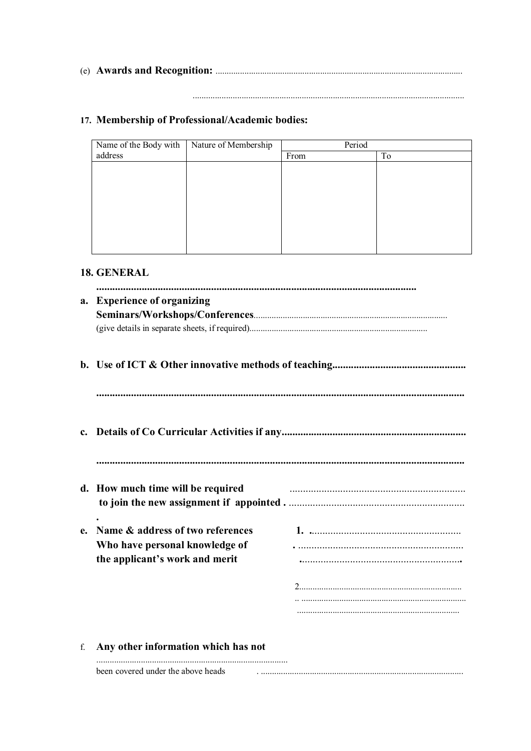(e) **Awards and Recognition:** .............................................................................................................

.........................................................................................................................

17. **Membership of Professional/Academic bodies:**

| Name of the Body with address | Nature of Membership | Period | |
|---|---|---|---|
| | | From | To |
| | | | |

**18. GENERAL**

**.......................................................................................................................**

**a. Experience of organizing Seminars/Workshops/Conferences**.....................................................................................
(give details in separate sheets, if required)...............................................................................

**b. Use of ICT & Other innovative methods of teaching.................................................**

**.........................................................................................................................................**

**c. Details of Co Curricular Activities if any....................................................................**

**.........................................................................................................................................**

**d. How much time will be required to join the new assignment if appointed .** ..................................................................

**e. Name & address of two references Who have personal knowledge of the applicant's work and merit**

**1.** ........................................................
. ..............................................................
............................................................

2........................................................................
.. ..........................................................................
........................................................................

f. **Any other information which has not** ......................................................................................
been covered under the above heads . ...........................................................................................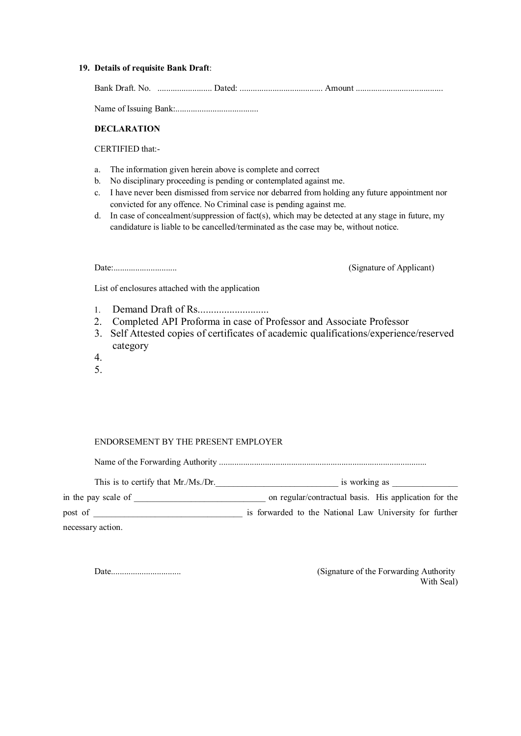19. **Details of requisite Bank Draft**:

Bank Draft. No. ......................... Dated: ...................................... Amount .......................................

Name of Issuing Bank:......................................

**DECLARATION**

CERTIFIED that:-

a. The information given herein above is complete and correct
b. No disciplinary proceeding is pending or contemplated against me.
c. I have never been dismissed from service nor debarred from holding any future appointment nor convicted for any offence. No Criminal case is pending against me.
d. In case of concealment/suppression of fact(s), which may be detected at any stage in future, my candidature is liable to be cancelled/terminated as the case may be, without notice.

Date:............................. (Signature of Applicant)

List of enclosures attached with the application

1. Demand Draft of Rs...........................
2. Completed API Proforma in case of Professor and Associate Professor
3. Self Attested copies of certificates of academic qualifications/experience/reserved category
4.
5.

ENDORSEMENT BY THE PRESENT EMPLOYER

Name of the Forwarding Authority ..............................................................................................

This is to certify that Mr./Ms./Dr.____________________________ is working as _______________ in the pay scale of ______________________________ on regular/contractual basis. His application for the post of __________________________________ is forwarded to the National Law University for further necessary action.

Date................................ (Signature of the Forwarding Authority With Seal)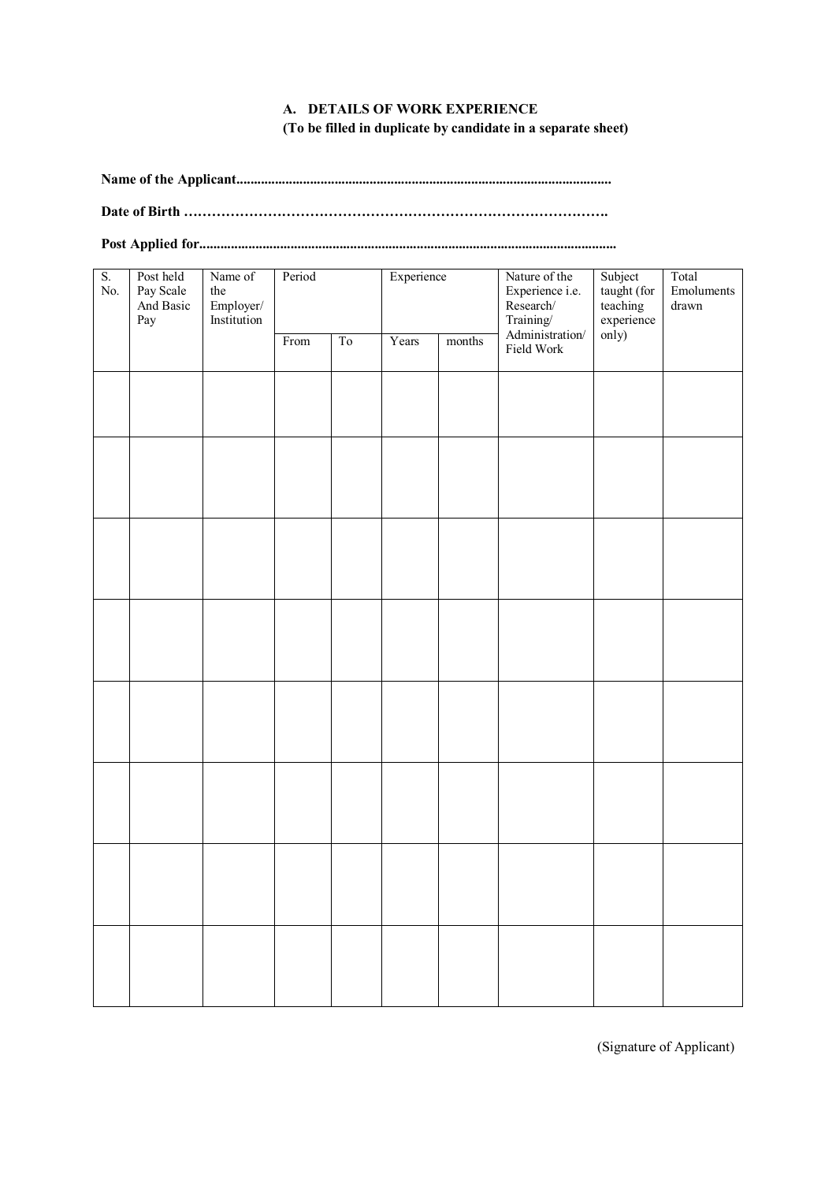### A. DETAILS OF WORK EXPERIENCE
**(To be filled in duplicate by candidate in a separate sheet)**

**Name of the Applicant...........................................................................................................**

**Date of Birth ……………………………………………………………………………….**

**Post Applied for.......................................................................................................................**

| S. No. | Post held Pay Scale And Basic Pay | Name of the Employer/ Institution | Period | | Experience | | Nature of the Experience i.e. Research/ Training/ Administration/ Field Work | Subject taught (for teaching experience only) | Total Emoluments drawn |
|---|---|---|---|---|---|---|---|---|---|
| | | | From | To | Years | months | | | |
| | | | | | | | | | |
| | | | | | | | | | |
| | | | | | | | | | |
| | | | | | | | | | |
| | | | | | | | | | |
| | | | | | | | | | |
| | | | | | | | | | |
| | | | | | | | | | |

(Signature of Applicant)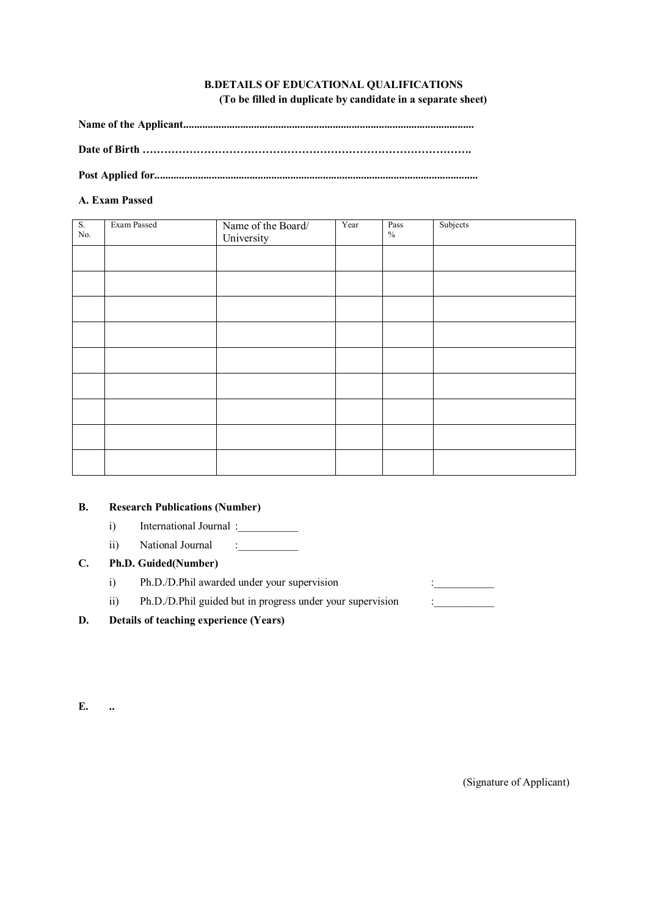## B.DETAILS OF EDUCATIONAL QUALIFICATIONS

**(To be filled in duplicate by candidate in a separate sheet)**

**Name of the Applicant..........................................................................................................**

**Date of Birth ……………………………………………………………………………….**

**Post Applied for.....................................................................................................................**

**A. Exam Passed**

| S. No. | Exam Passed | Name of the Board/ University | Year | Pass % | Subjects |
|---|---|---|---|---|---|
| | | | | | |
| | | | | | |
| | | | | | |
| | | | | | |
| | | | | | |
| | | | | | |
| | | | | | |
| | | | | | |
| | | | | | |

**B. Research Publications (Number)**

i) International Journal :___________

ii) National Journal :___________

**C. Ph.D. Guided(Number)**

i) Ph.D./D.Phil awarded under your supervision :___________

ii) Ph.D./D.Phil guided but in progress under your supervision :___________

**D. Details of teaching experience (Years)**

**E. ..**

(Signature of Applicant)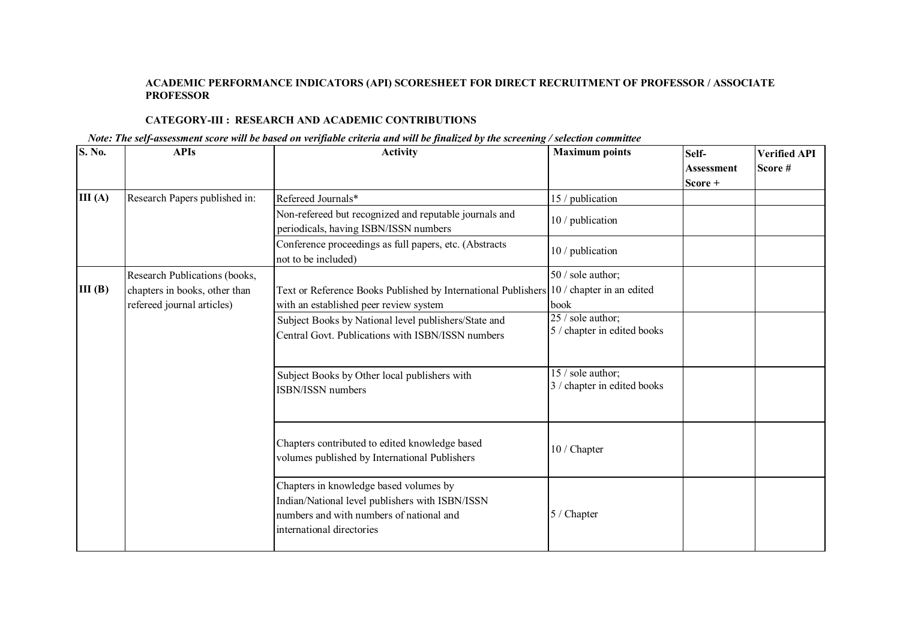**ACADEMIC PERFORMANCE INDICATORS (API) SCORESHEET FOR DIRECT RECRUITMENT OF PROFESSOR / ASSOCIATE PROFESSOR**

**CATEGORY-III : RESEARCH AND ACADEMIC CONTRIBUTIONS**

***Note: The self-assessment score will be based on verifiable criteria and will be finalized by the screening / selection committee***

| S. No. | APIs | Activity | Maximum points | Self-Assessment Score + | Verified API Score # |
|---|---|---|---|---|---|
| **III (A)** | Research Papers published in: | Refereed Journals* | 15 / publication | | |
| | | Non-refereed but recognized and reputable journals and periodicals, having ISBN/ISSN numbers | 10 / publication | | |
| | | Conference proceedings as full papers, etc. (Abstracts not to be included) | 10 / publication | | |
| **III (B)** | Research Publications (books, chapters in books, other than refereed journal articles) | Text or Reference Books Published by International Publishers with an established peer review system | 50 / sole author; 10 / chapter in an edited book | | |
| | | Subject Books by National level publishers/State and Central Govt. Publications with ISBN/ISSN numbers | 25 / sole author; 5 / chapter in edited books | | |
| | | Subject Books by Other local publishers with ISBN/ISSN numbers | 15 / sole author; 3 / chapter in edited books | | |
| | | Chapters contributed to edited knowledge based volumes published by International Publishers | 10 / Chapter | | |
| | | Chapters in knowledge based volumes by Indian/National level publishers with ISBN/ISSN numbers and with numbers of national and international directories | 5 / Chapter | | |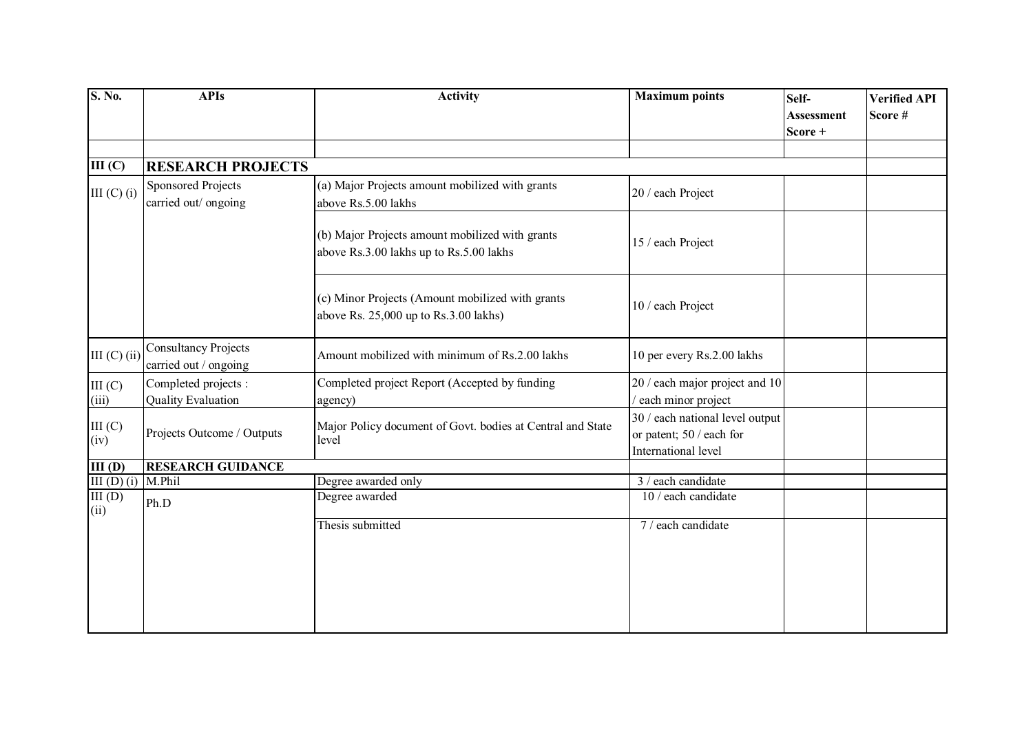| S. No. | APIs | Activity | Maximum points | Self-Assessment Score + | Verified API Score # |
|---|---|---|---|---|---|
| | | | | | |
| **III (C)** | **RESEARCH PROJECTS** | | | | |
| III (C) (i) | Sponsored Projects carried out/ ongoing | (a) Major Projects amount mobilized with grants above Rs.5.00 lakhs | 20 / each Project | | |
| | | (b) Major Projects amount mobilized with grants above Rs.3.00 lakhs up to Rs.5.00 lakhs | 15 / each Project | | |
| | | (c) Minor Projects (Amount mobilized with grants above Rs. 25,000 up to Rs.3.00 lakhs) | 10 / each Project | | |
| III (C) (ii) | Consultancy Projects carried out / ongoing | Amount mobilized with minimum of Rs.2.00 lakhs | 10 per every Rs.2.00 lakhs | | |
| III (C) (iii) | Completed projects : Quality Evaluation | Completed project Report (Accepted by funding agency) | 20 / each major project and 10 / each minor project | | |
| III (C) (iv) | Projects Outcome / Outputs | Major Policy document of Govt. bodies at Central and State level | 30 / each national level output or patent; 50 / each for International level | | |
| **III (D)** | **RESEARCH GUIDANCE** | | | | |
| III (D) (i) | M.Phil | Degree awarded only | 3 / each candidate | | |
| III (D) (ii) | Ph.D | Degree awarded | 10 / each candidate | | |
| | | Thesis submitted | 7 / each candidate | | |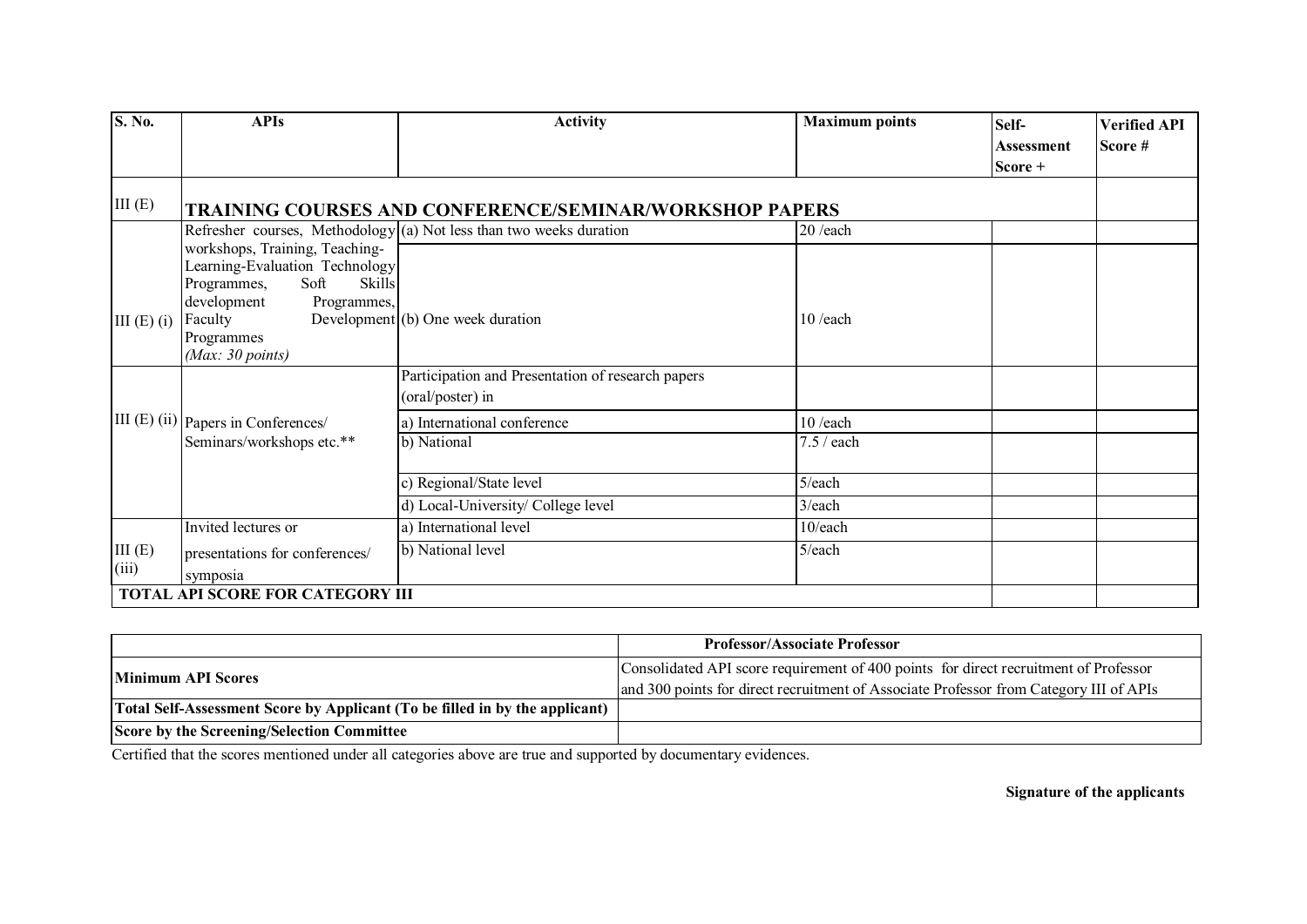| S. No. | APIs | Activity | Maximum points | Self-Assessment Score + | Verified API Score # |
|---|---|---|---|---|---|
| III (E) | **TRAINING COURSES AND CONFERENCE/SEMINAR/WORKSHOP PAPERS** | | | | |
| III (E) (i) | Refresher courses, Methodology workshops, Training, Teaching-Learning-Evaluation Technology Programmes, Soft Skills development Programmes, Faculty Development Programmes *(Max: 30 points)* | (a) Not less than two weeks duration | 20 /each | | |
| | | (b) One week duration | 10 /each | | |
| III (E) (ii) | Papers in Conferences/ Seminars/workshops etc.** | Participation and Presentation of research papers (oral/poster) in | | | |
| | | a) International conference | 10 /each | | |
| | | b) National | 7.5 / each | | |
| | | c) Regional/State level | 5/each | | |
| | | d) Local-University/ College level | 3/each | | |
| III (E) (iii) | Invited lectures or presentations for conferences/ symposia | a) International level | 10/each | | |
| | | b) National level | 5/each | | |
| **TOTAL API SCORE FOR CATEGORY III** | | | | | |

| | Professor/Associate Professor |
|---|---|
| **Minimum API Scores** | Consolidated API score requirement of 400 points for direct recruitment of Professor and 300 points for direct recruitment of Associate Professor from Category III of APIs |
| **Total Self-Assessment Score by Applicant (To be filled in by the applicant)** | |
| **Score by the Screening/Selection Committee** | |

Certified that the scores mentioned under all categories above are true and supported by documentary evidences.

**Signature of the applicants**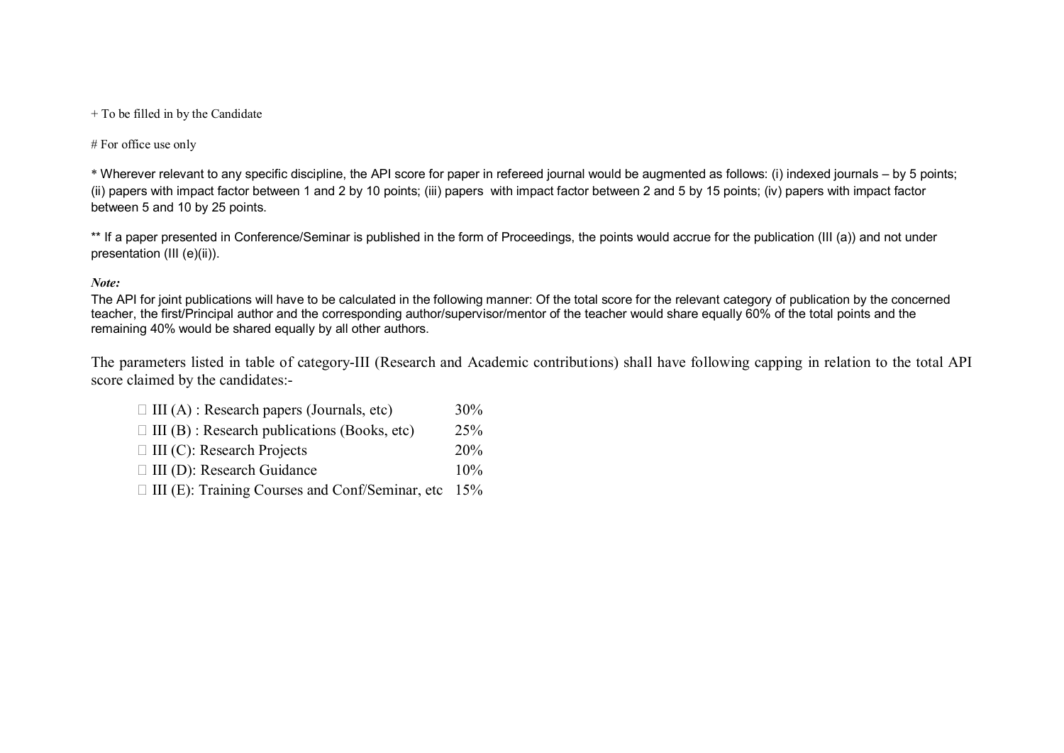+ To be filled in by the Candidate

# For office use only

* Wherever relevant to any specific discipline, the API score for paper in refereed journal would be augmented as follows: (i) indexed journals – by 5 points; (ii) papers with impact factor between 1 and 2 by 10 points; (iii) papers with impact factor between 2 and 5 by 15 points; (iv) papers with impact factor between 5 and 10 by 25 points.

** If a paper presented in Conference/Seminar is published in the form of Proceedings, the points would accrue for the publication (III (a)) and not under presentation (III (e)(ii)).

*Note:*

The API for joint publications will have to be calculated in the following manner: Of the total score for the relevant category of publication by the concerned teacher, the first/Principal author and the corresponding author/supervisor/mentor of the teacher would share equally 60% of the total points and the remaining 40% would be shared equally by all other authors.

The parameters listed in table of category-III (Research and Academic contributions) shall have following capping in relation to the total API score claimed by the candidates:-

- III (A) : Research papers (Journals, etc) 30%
- III (B) : Research publications (Books, etc) 25%
- III (C): Research Projects 20%
- III (D): Research Guidance 10%
- III (E): Training Courses and Conf/Seminar, etc 15%